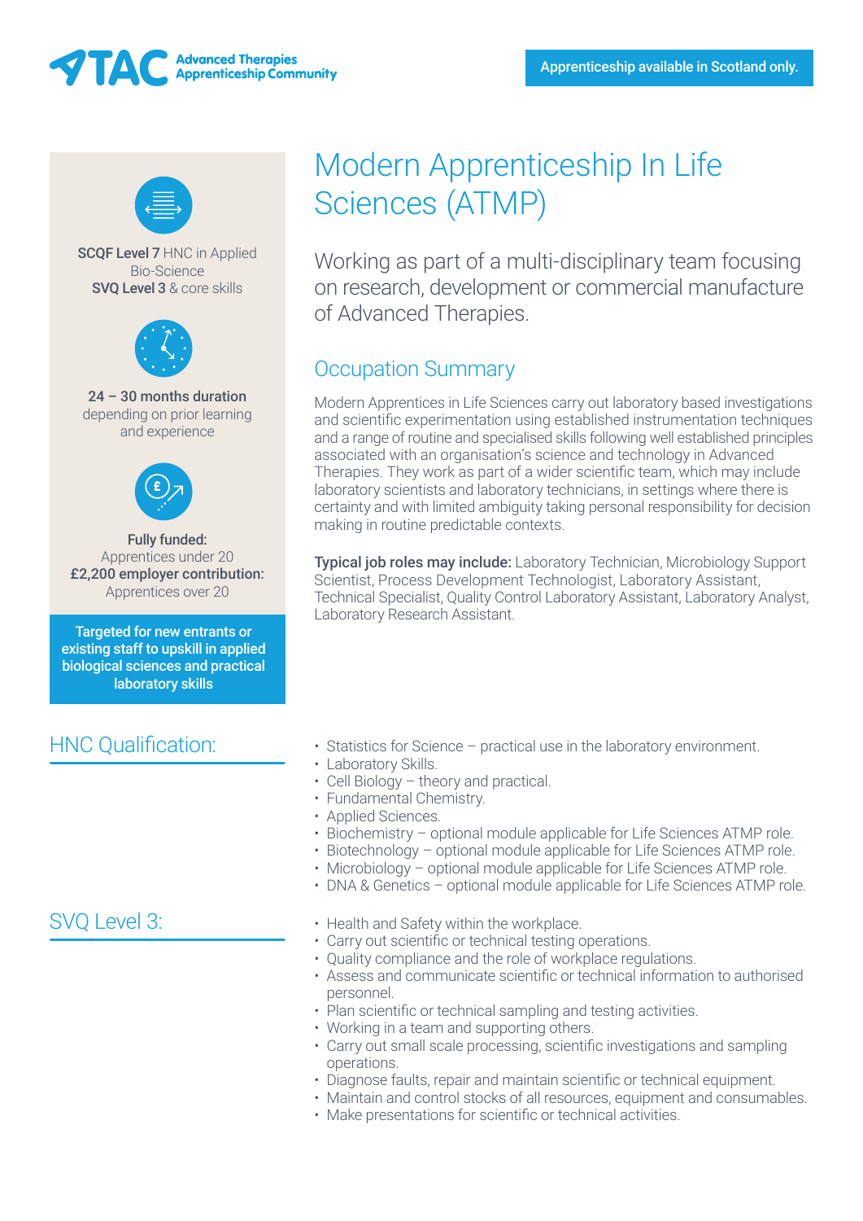**ATAC** Advanced Therapies Apprenticeship Community

Apprenticeship available in Scotland only.

**SCQF Level 7** HNC in Applied Bio-Science
**SVQ Level 3** & core skills

**24 – 30 months duration**
depending on prior learning and experience

**Fully funded:**
Apprentices under 20
**£2,200 employer contribution:**
Apprentices over 20

**Targeted for new entrants or existing staff to upskill in applied biological sciences and practical laboratory skills**

# Modern Apprenticeship In Life Sciences (ATMP)

Working as part of a multi-disciplinary team focusing on research, development or commercial manufacture of Advanced Therapies.

## Occupation Summary

Modern Apprentices in Life Sciences carry out laboratory based investigations and scientific experimentation using established instrumentation techniques and a range of routine and specialised skills following well established principles associated with an organisation's science and technology in Advanced Therapies. They work as part of a wider scientific team, which may include laboratory scientists and laboratory technicians, in settings where there is certainty and with limited ambiguity taking personal responsibility for decision making in routine predictable contexts.

**Typical job roles may include:** Laboratory Technician, Microbiology Support Scientist, Process Development Technologist, Laboratory Assistant, Technical Specialist, Quality Control Laboratory Assistant, Laboratory Analyst, Laboratory Research Assistant.

## HNC Qualification:

- Statistics for Science – practical use in the laboratory environment.
- Laboratory Skills.
- Cell Biology – theory and practical.
- Fundamental Chemistry.
- Applied Sciences.
- Biochemistry – optional module applicable for Life Sciences ATMP role.
- Biotechnology – optional module applicable for Life Sciences ATMP role.
- Microbiology – optional module applicable for Life Sciences ATMP role.
- DNA & Genetics – optional module applicable for Life Sciences ATMP role.

## SVQ Level 3:

- Health and Safety within the workplace.
- Carry out scientific or technical testing operations.
- Quality compliance and the role of workplace regulations.
- Assess and communicate scientific or technical information to authorised personnel.
- Plan scientific or technical sampling and testing activities.
- Working in a team and supporting others.
- Carry out small scale processing, scientific investigations and sampling operations.
- Diagnose faults, repair and maintain scientific or technical equipment.
- Maintain and control stocks of all resources, equipment and consumables.
- Make presentations for scientific or technical activities.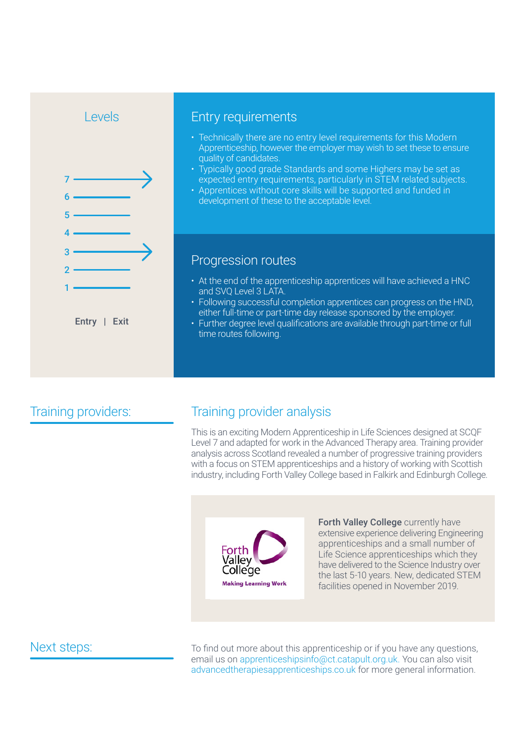## Levels

7
6
5
4
3
2
1

Entry | Exit

## Entry requirements

- Technically there are no entry level requirements for this Modern Apprenticeship, however the employer may wish to set these to ensure quality of candidates.
- Typically good grade Standards and some Highers may be set as expected entry requirements, particularly in STEM related subjects.
- Apprentices without core skills will be supported and funded in development of these to the acceptable level.

## Progression routes

- At the end of the apprenticeship apprentices will have achieved a HNC and SVQ Level 3 LATA.
- Following successful completion apprentices can progress on the HND, either full-time or part-time day release sponsored by the employer.
- Further degree level qualifications are available through part-time or full time routes following.

## Training providers:

## Training provider analysis

This is an exciting Modern Apprenticeship in Life Sciences designed at SCQF Level 7 and adapted for work in the Advanced Therapy area. Training provider analysis across Scotland revealed a number of progressive training providers with a focus on STEM apprenticeships and a history of working with Scottish industry, including Forth Valley College based in Falkirk and Edinburgh College.

Forth Valley College
Making Learning Work

**Forth Valley College** currently have extensive experience delivering Engineering apprenticeships and a small number of Life Science apprenticeships which they have delivered to the Science Industry over the last 5-10 years. New, dedicated STEM facilities opened in November 2019.

## Next steps:

To find out more about this apprenticeship or if you have any questions, email us on apprenticeshipsinfo@ct.catapult.org.uk. You can also visit advancedtherapiesapprenticeships.co.uk for more general information.